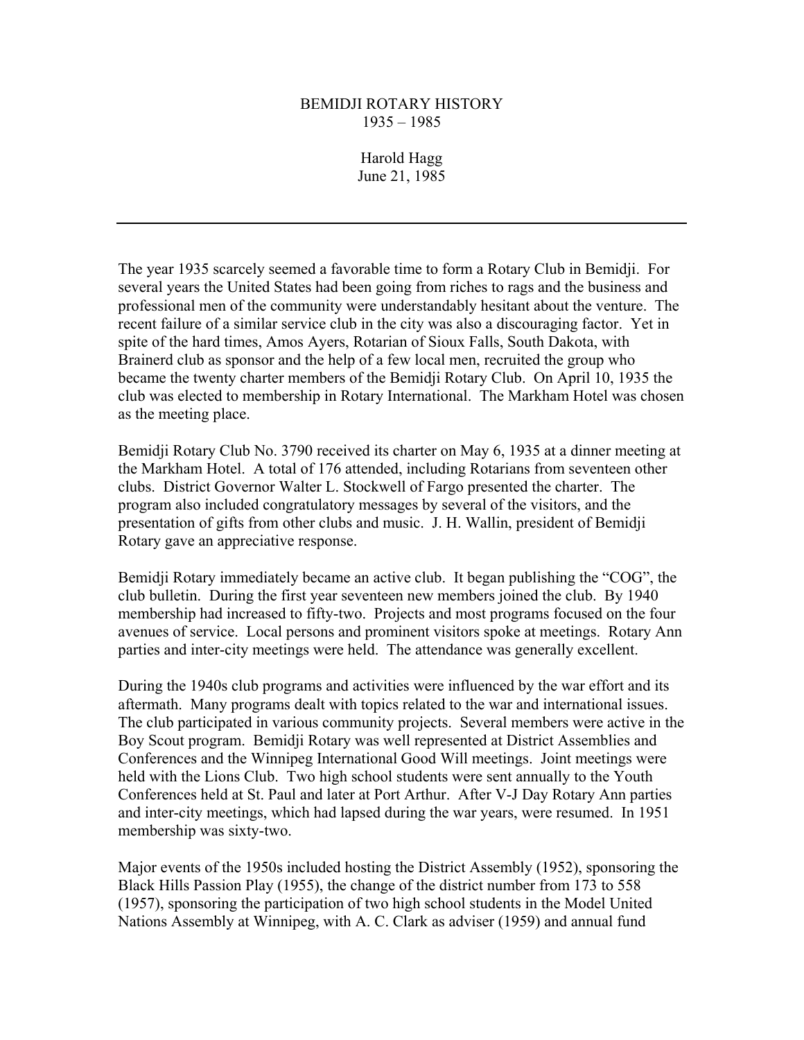# BEMIDJI ROTARY HISTORY
## 1935 – 1985

Harold Hagg
June 21, 1985

---

The year 1935 scarcely seemed a favorable time to form a Rotary Club in Bemidji. For several years the United States had been going from riches to rags and the business and professional men of the community were understandably hesitant about the venture. The recent failure of a similar service club in the city was also a discouraging factor. Yet in spite of the hard times, Amos Ayers, Rotarian of Sioux Falls, South Dakota, with Brainerd club as sponsor and the help of a few local men, recruited the group who became the twenty charter members of the Bemidji Rotary Club. On April 10, 1935 the club was elected to membership in Rotary International. The Markham Hotel was chosen as the meeting place.

Bemidji Rotary Club No. 3790 received its charter on May 6, 1935 at a dinner meeting at the Markham Hotel. A total of 176 attended, including Rotarians from seventeen other clubs. District Governor Walter L. Stockwell of Fargo presented the charter. The program also included congratulatory messages by several of the visitors, and the presentation of gifts from other clubs and music. J. H. Wallin, president of Bemidji Rotary gave an appreciative response.

Bemidji Rotary immediately became an active club. It began publishing the "COG", the club bulletin. During the first year seventeen new members joined the club. By 1940 membership had increased to fifty-two. Projects and most programs focused on the four avenues of service. Local persons and prominent visitors spoke at meetings. Rotary Ann parties and inter-city meetings were held. The attendance was generally excellent.

During the 1940s club programs and activities were influenced by the war effort and its aftermath. Many programs dealt with topics related to the war and international issues. The club participated in various community projects. Several members were active in the Boy Scout program. Bemidji Rotary was well represented at District Assemblies and Conferences and the Winnipeg International Good Will meetings. Joint meetings were held with the Lions Club. Two high school students were sent annually to the Youth Conferences held at St. Paul and later at Port Arthur. After V-J Day Rotary Ann parties and inter-city meetings, which had lapsed during the war years, were resumed. In 1951 membership was sixty-two.

Major events of the 1950s included hosting the District Assembly (1952), sponsoring the Black Hills Passion Play (1955), the change of the district number from 173 to 558 (1957), sponsoring the participation of two high school students in the Model United Nations Assembly at Winnipeg, with A. C. Clark as adviser (1959) and annual fund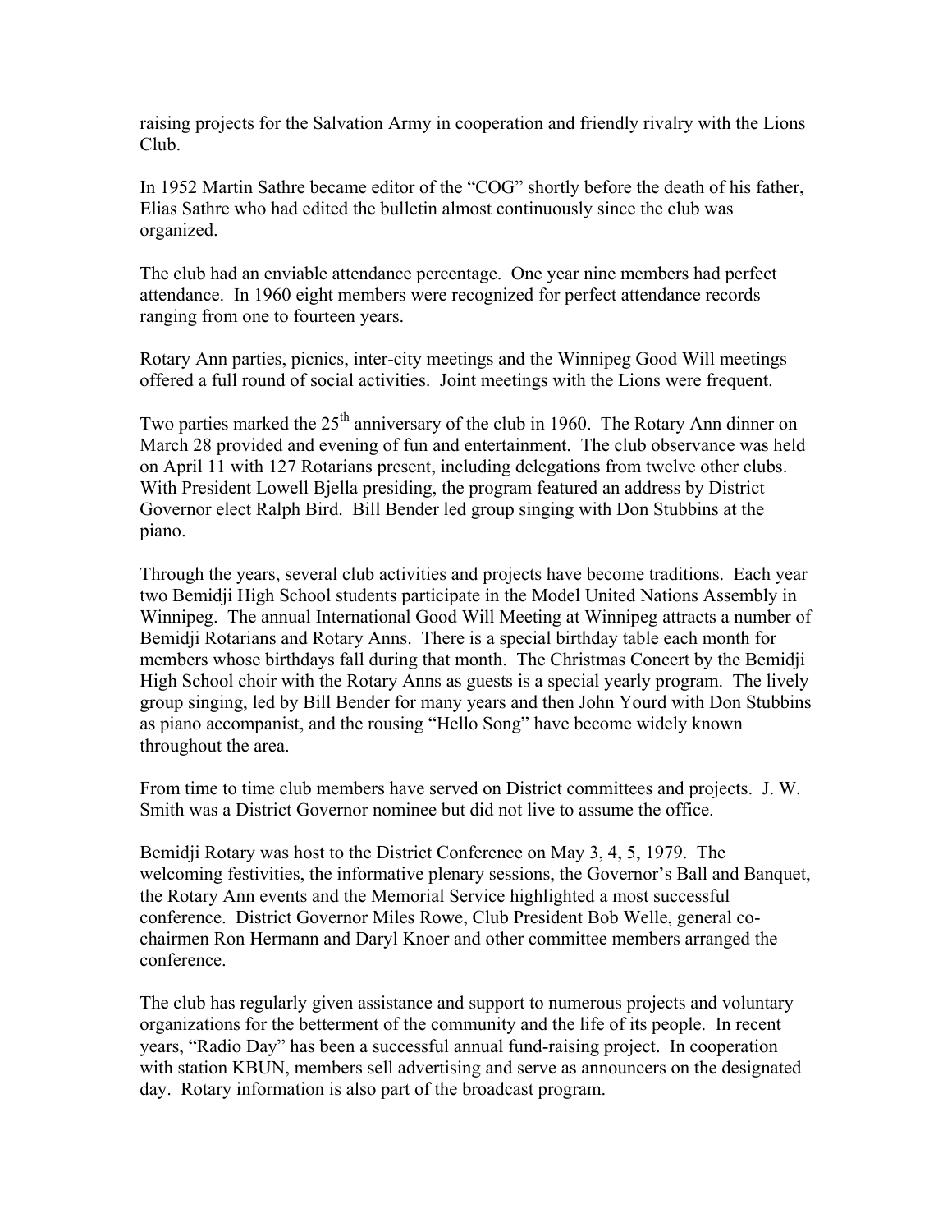raising projects for the Salvation Army in cooperation and friendly rivalry with the Lions Club.

In 1952 Martin Sathre became editor of the "COG" shortly before the death of his father, Elias Sathre who had edited the bulletin almost continuously since the club was organized.

The club had an enviable attendance percentage. One year nine members had perfect attendance. In 1960 eight members were recognized for perfect attendance records ranging from one to fourteen years.

Rotary Ann parties, picnics, inter-city meetings and the Winnipeg Good Will meetings offered a full round of social activities. Joint meetings with the Lions were frequent.

Two parties marked the 25th anniversary of the club in 1960. The Rotary Ann dinner on March 28 provided and evening of fun and entertainment. The club observance was held on April 11 with 127 Rotarians present, including delegations from twelve other clubs. With President Lowell Bjella presiding, the program featured an address by District Governor elect Ralph Bird. Bill Bender led group singing with Don Stubbins at the piano.

Through the years, several club activities and projects have become traditions. Each year two Bemidji High School students participate in the Model United Nations Assembly in Winnipeg. The annual International Good Will Meeting at Winnipeg attracts a number of Bemidji Rotarians and Rotary Anns. There is a special birthday table each month for members whose birthdays fall during that month. The Christmas Concert by the Bemidji High School choir with the Rotary Anns as guests is a special yearly program. The lively group singing, led by Bill Bender for many years and then John Yourd with Don Stubbins as piano accompanist, and the rousing "Hello Song" have become widely known throughout the area.

From time to time club members have served on District committees and projects. J. W. Smith was a District Governor nominee but did not live to assume the office.

Bemidji Rotary was host to the District Conference on May 3, 4, 5, 1979. The welcoming festivities, the informative plenary sessions, the Governor's Ball and Banquet, the Rotary Ann events and the Memorial Service highlighted a most successful conference. District Governor Miles Rowe, Club President Bob Welle, general co-chairmen Ron Hermann and Daryl Knoer and other committee members arranged the conference.

The club has regularly given assistance and support to numerous projects and voluntary organizations for the betterment of the community and the life of its people. In recent years, "Radio Day" has been a successful annual fund-raising project. In cooperation with station KBUN, members sell advertising and serve as announcers on the designated day. Rotary information is also part of the broadcast program.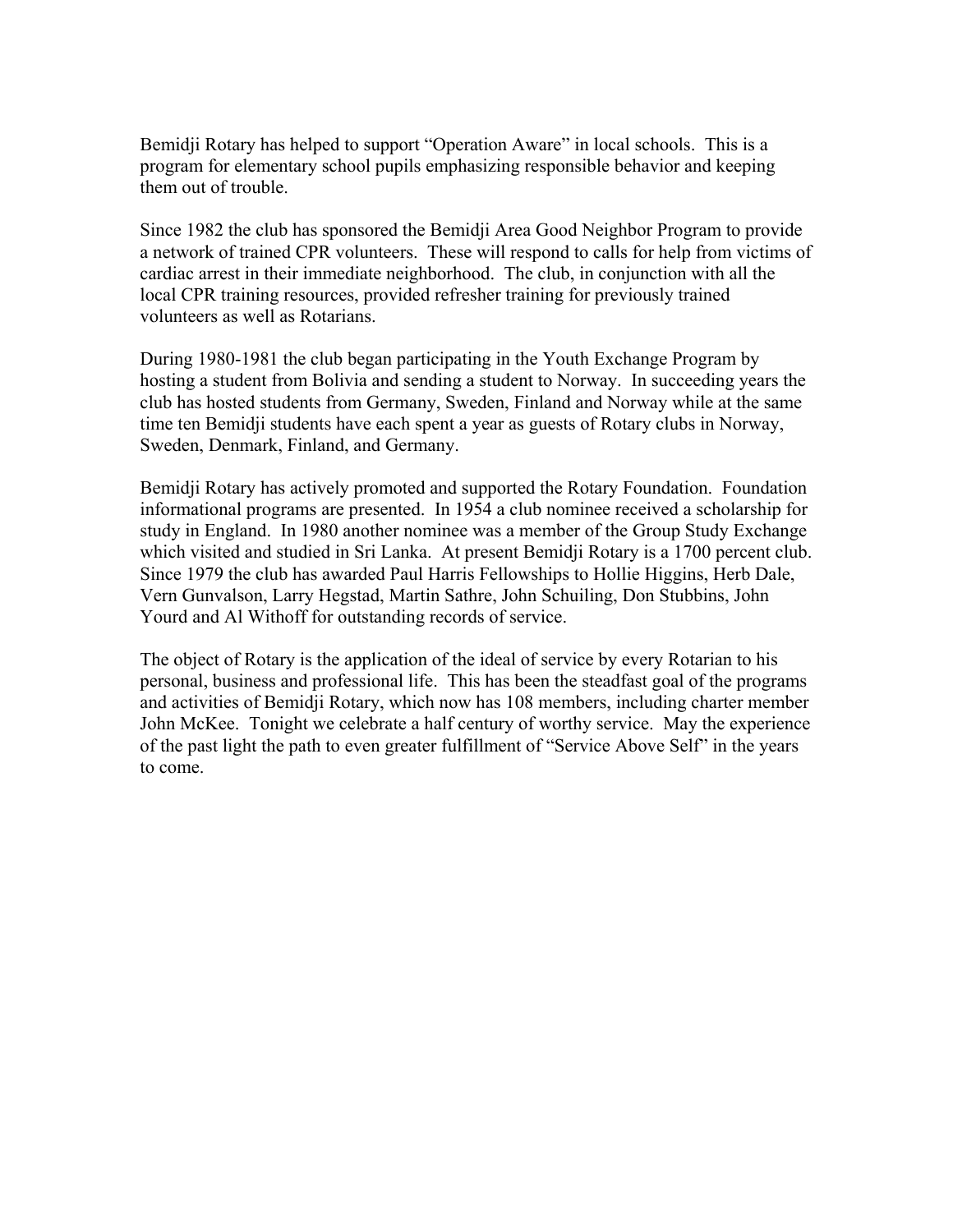Bemidji Rotary has helped to support "Operation Aware" in local schools. This is a program for elementary school pupils emphasizing responsible behavior and keeping them out of trouble.

Since 1982 the club has sponsored the Bemidji Area Good Neighbor Program to provide a network of trained CPR volunteers. These will respond to calls for help from victims of cardiac arrest in their immediate neighborhood. The club, in conjunction with all the local CPR training resources, provided refresher training for previously trained volunteers as well as Rotarians.

During 1980-1981 the club began participating in the Youth Exchange Program by hosting a student from Bolivia and sending a student to Norway. In succeeding years the club has hosted students from Germany, Sweden, Finland and Norway while at the same time ten Bemidji students have each spent a year as guests of Rotary clubs in Norway, Sweden, Denmark, Finland, and Germany.

Bemidji Rotary has actively promoted and supported the Rotary Foundation. Foundation informational programs are presented. In 1954 a club nominee received a scholarship for study in England. In 1980 another nominee was a member of the Group Study Exchange which visited and studied in Sri Lanka. At present Bemidji Rotary is a 1700 percent club. Since 1979 the club has awarded Paul Harris Fellowships to Hollie Higgins, Herb Dale, Vern Gunvalson, Larry Hegstad, Martin Sathre, John Schuiling, Don Stubbins, John Yourd and Al Withoff for outstanding records of service.

The object of Rotary is the application of the ideal of service by every Rotarian to his personal, business and professional life. This has been the steadfast goal of the programs and activities of Bemidji Rotary, which now has 108 members, including charter member John McKee. Tonight we celebrate a half century of worthy service. May the experience of the past light the path to even greater fulfillment of "Service Above Self" in the years to come.